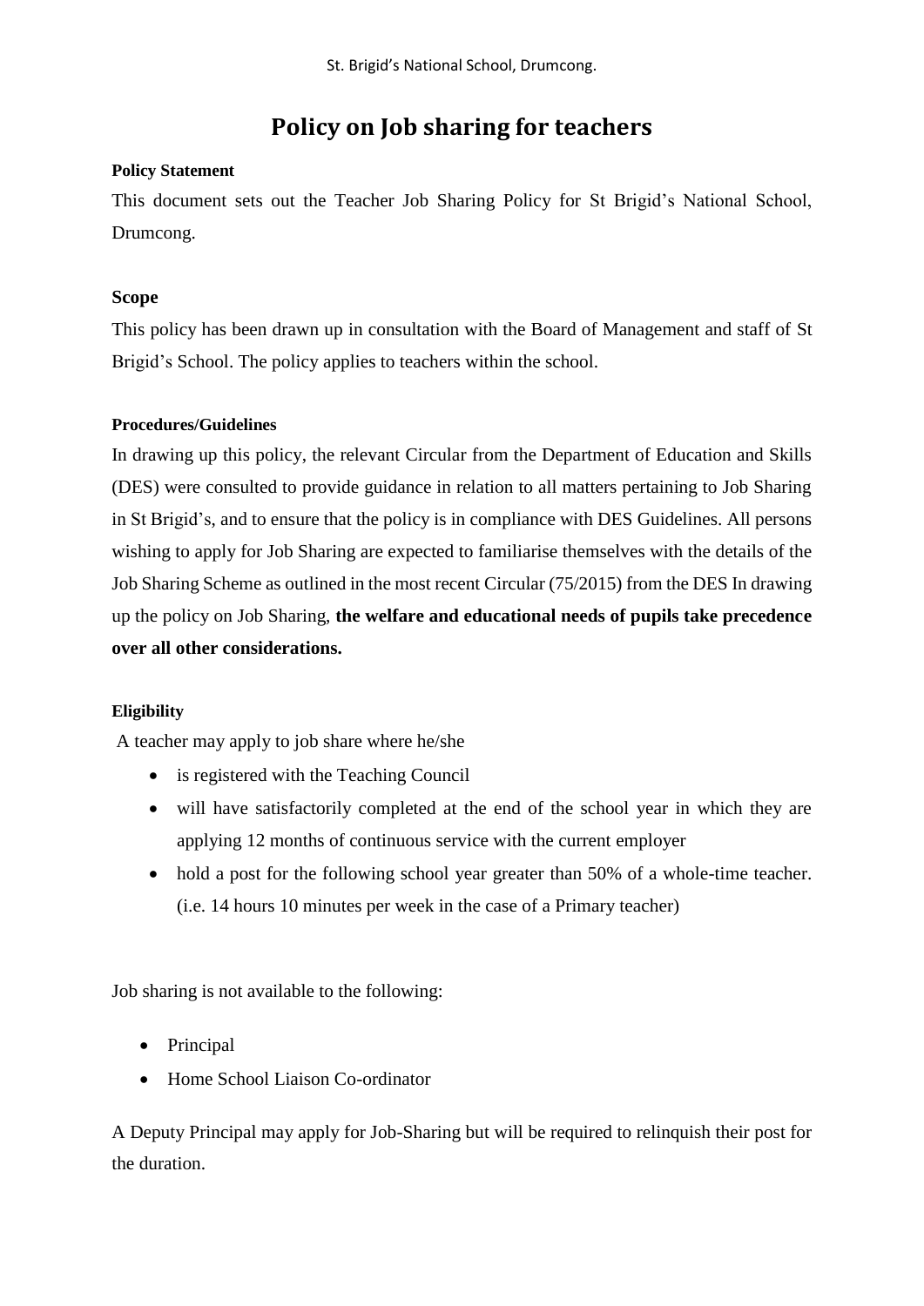# Policy on Job sharing for teachers

**Policy Statement**

This document sets out the Teacher Job Sharing Policy for St Brigid's National School, Drumcong.

**Scope**

This policy has been drawn up in consultation with the Board of Management and staff of St Brigid's School. The policy applies to teachers within the school.

**Procedures/Guidelines**

In drawing up this policy, the relevant Circular from the Department of Education and Skills (DES) were consulted to provide guidance in relation to all matters pertaining to Job Sharing in St Brigid's, and to ensure that the policy is in compliance with DES Guidelines. All persons wishing to apply for Job Sharing are expected to familiarise themselves with the details of the Job Sharing Scheme as outlined in the most recent Circular (75/2015) from the DES In drawing up the policy on Job Sharing, **the welfare and educational needs of pupils take precedence over all other considerations.**

**Eligibility**

A teacher may apply to job share where he/she

- is registered with the Teaching Council
- will have satisfactorily completed at the end of the school year in which they are applying 12 months of continuous service with the current employer
- hold a post for the following school year greater than 50% of a whole-time teacher. (i.e. 14 hours 10 minutes per week in the case of a Primary teacher)

Job sharing is not available to the following:

- Principal
- Home School Liaison Co-ordinator

A Deputy Principal may apply for Job-Sharing but will be required to relinquish their post for the duration.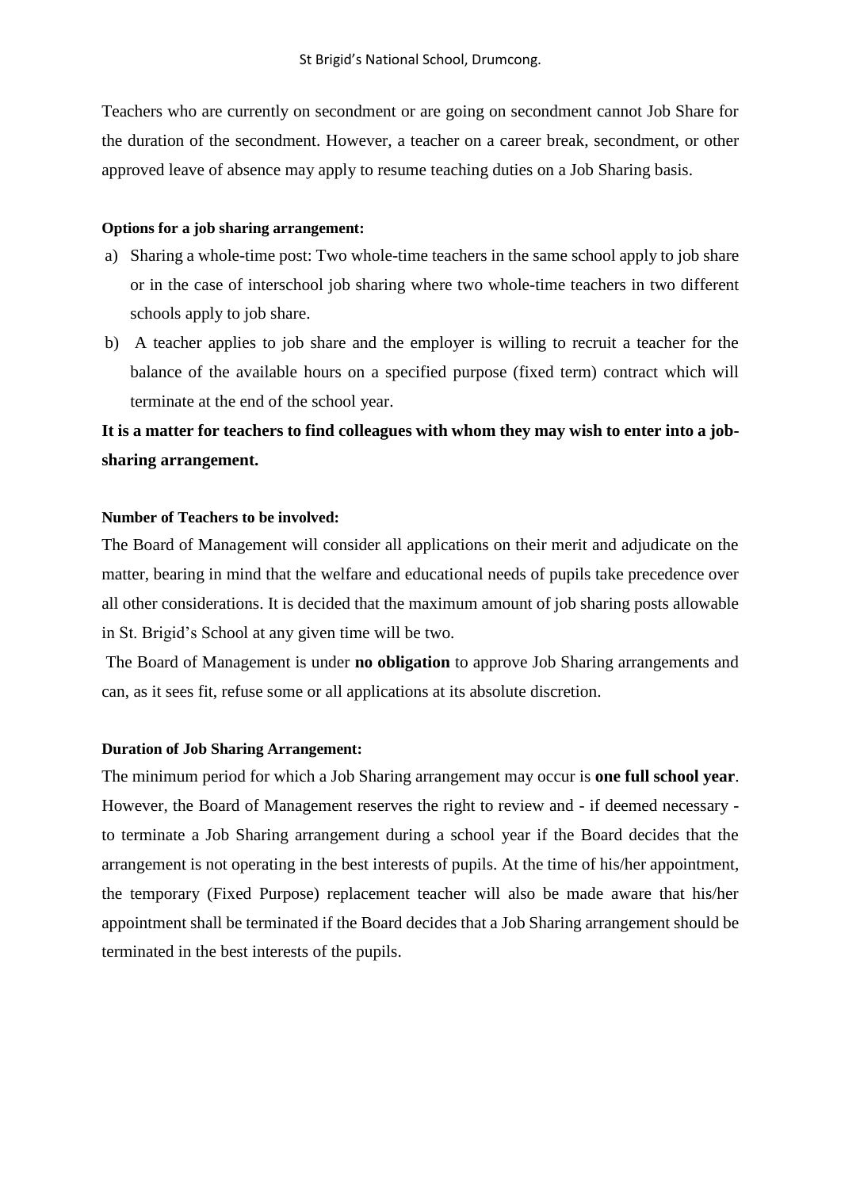Teachers who are currently on secondment or are going on secondment cannot Job Share for the duration of the secondment. However, a teacher on a career break, secondment, or other approved leave of absence may apply to resume teaching duties on a Job Sharing basis.

**Options for a job sharing arrangement:**

a) Sharing a whole-time post: Two whole-time teachers in the same school apply to job share or in the case of interschool job sharing where two whole-time teachers in two different schools apply to job share.

b) A teacher applies to job share and the employer is willing to recruit a teacher for the balance of the available hours on a specified purpose (fixed term) contract which will terminate at the end of the school year.

**It is a matter for teachers to find colleagues with whom they may wish to enter into a job-sharing arrangement.**

**Number of Teachers to be involved:**

The Board of Management will consider all applications on their merit and adjudicate on the matter, bearing in mind that the welfare and educational needs of pupils take precedence over all other considerations. It is decided that the maximum amount of job sharing posts allowable in St. Brigid's School at any given time will be two.

The Board of Management is under **no obligation** to approve Job Sharing arrangements and can, as it sees fit, refuse some or all applications at its absolute discretion.

**Duration of Job Sharing Arrangement:**

The minimum period for which a Job Sharing arrangement may occur is **one full school year**. However, the Board of Management reserves the right to review and - if deemed necessary - to terminate a Job Sharing arrangement during a school year if the Board decides that the arrangement is not operating in the best interests of pupils. At the time of his/her appointment, the temporary (Fixed Purpose) replacement teacher will also be made aware that his/her appointment shall be terminated if the Board decides that a Job Sharing arrangement should be terminated in the best interests of the pupils.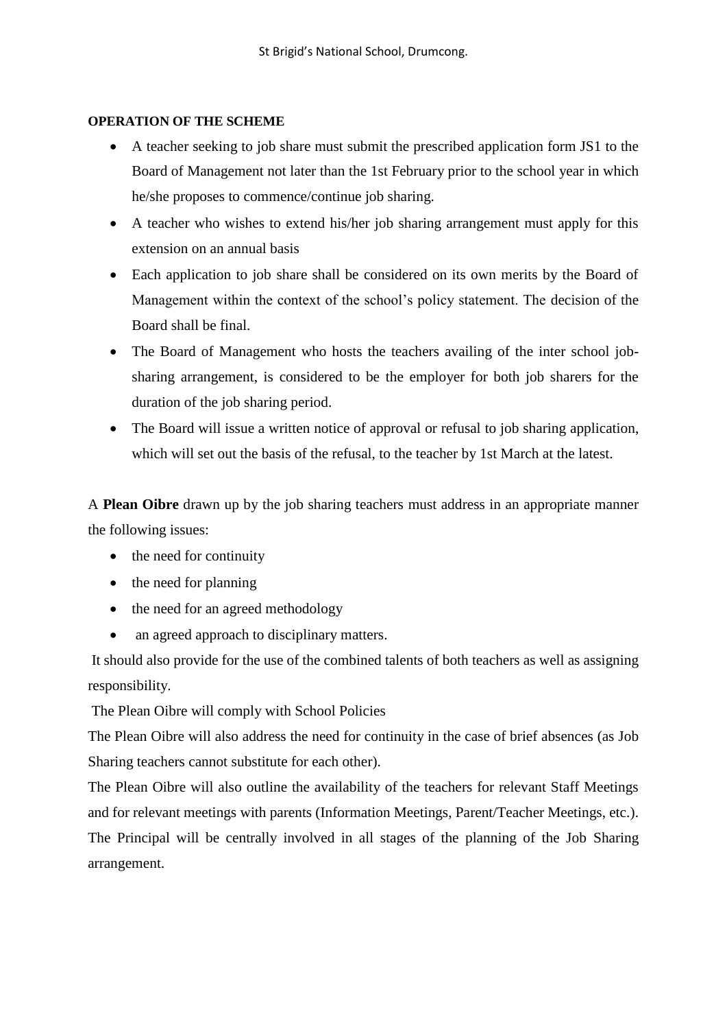**OPERATION OF THE SCHEME**

- A teacher seeking to job share must submit the prescribed application form JS1 to the Board of Management not later than the 1st February prior to the school year in which he/she proposes to commence/continue job sharing.
- A teacher who wishes to extend his/her job sharing arrangement must apply for this extension on an annual basis
- Each application to job share shall be considered on its own merits by the Board of Management within the context of the school's policy statement. The decision of the Board shall be final.
- The Board of Management who hosts the teachers availing of the inter school job-sharing arrangement, is considered to be the employer for both job sharers for the duration of the job sharing period.
- The Board will issue a written notice of approval or refusal to job sharing application, which will set out the basis of the refusal, to the teacher by 1st March at the latest.

A **Plean Oibre** drawn up by the job sharing teachers must address in an appropriate manner the following issues:

- the need for continuity
- the need for planning
- the need for an agreed methodology
- an agreed approach to disciplinary matters.

It should also provide for the use of the combined talents of both teachers as well as assigning responsibility.

The Plean Oibre will comply with School Policies

The Plean Oibre will also address the need for continuity in the case of brief absences (as Job Sharing teachers cannot substitute for each other).

The Plean Oibre will also outline the availability of the teachers for relevant Staff Meetings and for relevant meetings with parents (Information Meetings, Parent/Teacher Meetings, etc.). The Principal will be centrally involved in all stages of the planning of the Job Sharing arrangement.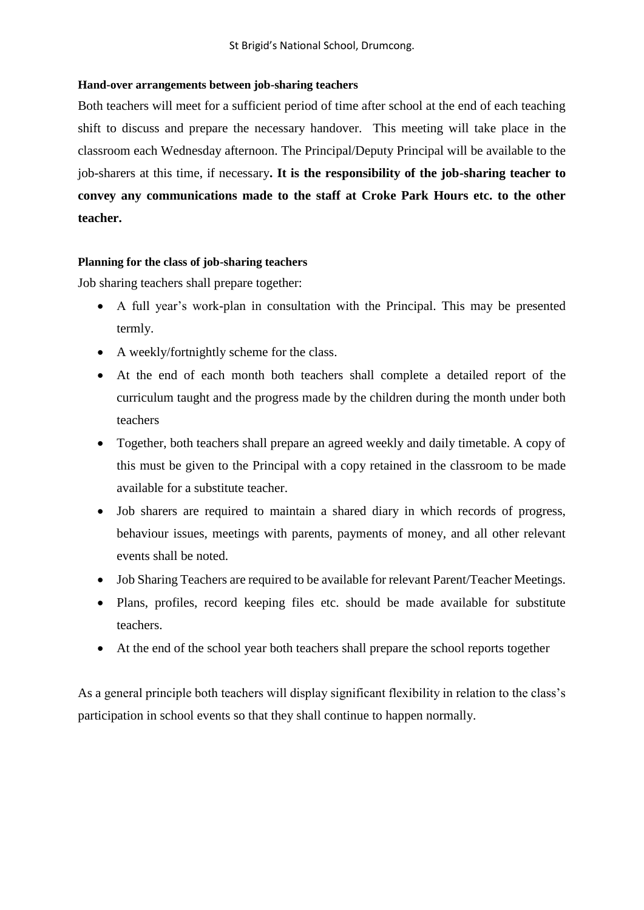#### Hand-over arrangements between job-sharing teachers

Both teachers will meet for a sufficient period of time after school at the end of each teaching shift to discuss and prepare the necessary handover. This meeting will take place in the classroom each Wednesday afternoon. The Principal/Deputy Principal will be available to the job-sharers at this time, if necessary**. It is the responsibility of the job-sharing teacher to convey any communications made to the staff at Croke Park Hours etc. to the other teacher.**

#### Planning for the class of job-sharing teachers

Job sharing teachers shall prepare together:

- A full year's work-plan in consultation with the Principal. This may be presented termly.
- A weekly/fortnightly scheme for the class.
- At the end of each month both teachers shall complete a detailed report of the curriculum taught and the progress made by the children during the month under both teachers
- Together, both teachers shall prepare an agreed weekly and daily timetable. A copy of this must be given to the Principal with a copy retained in the classroom to be made available for a substitute teacher.
- Job sharers are required to maintain a shared diary in which records of progress, behaviour issues, meetings with parents, payments of money, and all other relevant events shall be noted.
- Job Sharing Teachers are required to be available for relevant Parent/Teacher Meetings.
- Plans, profiles, record keeping files etc. should be made available for substitute teachers.
- At the end of the school year both teachers shall prepare the school reports together

As a general principle both teachers will display significant flexibility in relation to the class's participation in school events so that they shall continue to happen normally.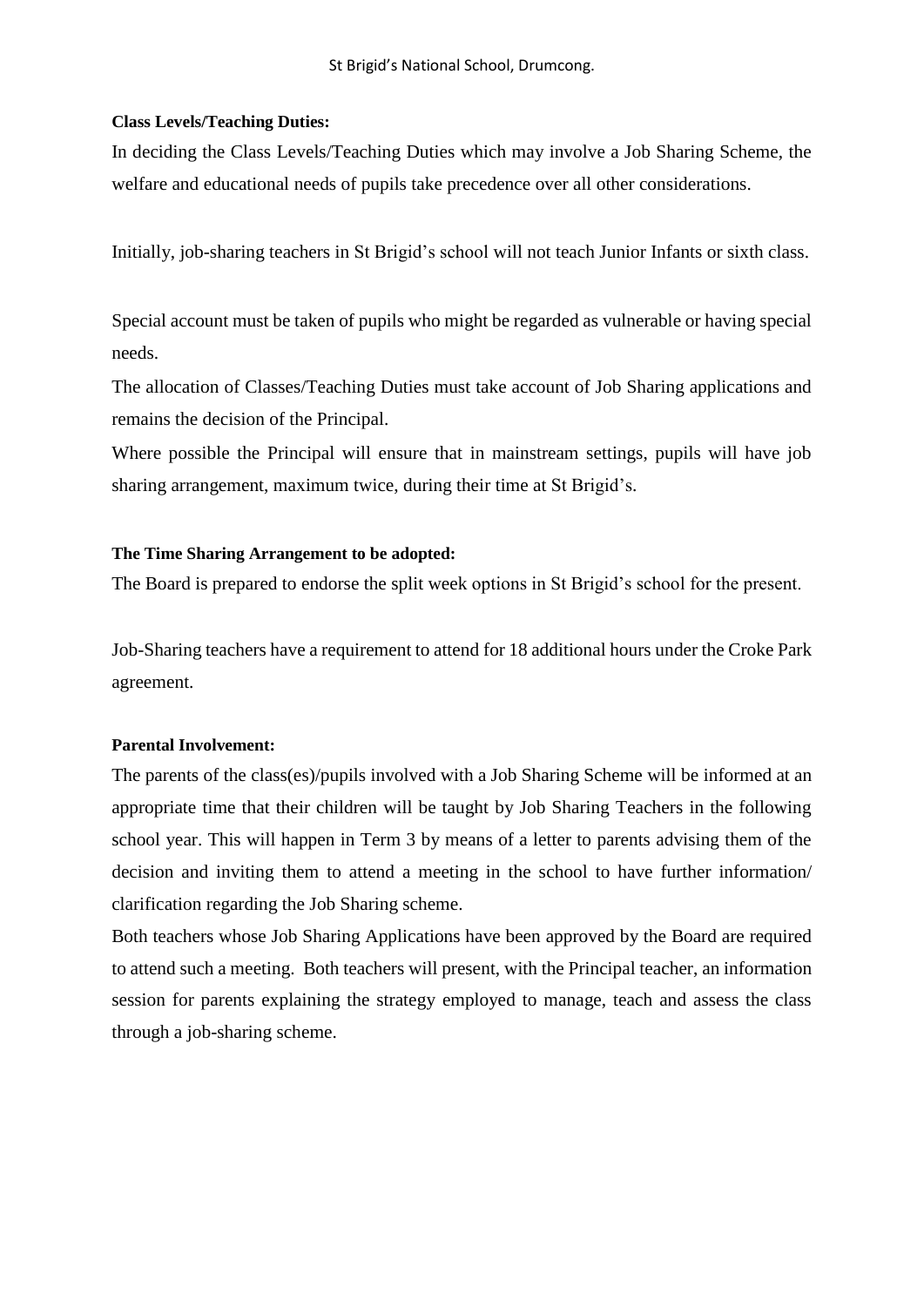**Class Levels/Teaching Duties:**

In deciding the Class Levels/Teaching Duties which may involve a Job Sharing Scheme, the welfare and educational needs of pupils take precedence over all other considerations.

Initially, job-sharing teachers in St Brigid's school will not teach Junior Infants or sixth class.

Special account must be taken of pupils who might be regarded as vulnerable or having special needs.

The allocation of Classes/Teaching Duties must take account of Job Sharing applications and remains the decision of the Principal.

Where possible the Principal will ensure that in mainstream settings, pupils will have job sharing arrangement, maximum twice, during their time at St Brigid's.

**The Time Sharing Arrangement to be adopted:**

The Board is prepared to endorse the split week options in St Brigid's school for the present.

Job-Sharing teachers have a requirement to attend for 18 additional hours under the Croke Park agreement.

**Parental Involvement:**

The parents of the class(es)/pupils involved with a Job Sharing Scheme will be informed at an appropriate time that their children will be taught by Job Sharing Teachers in the following school year. This will happen in Term 3 by means of a letter to parents advising them of the decision and inviting them to attend a meeting in the school to have further information/ clarification regarding the Job Sharing scheme.

Both teachers whose Job Sharing Applications have been approved by the Board are required to attend such a meeting. Both teachers will present, with the Principal teacher, an information session for parents explaining the strategy employed to manage, teach and assess the class through a job-sharing scheme.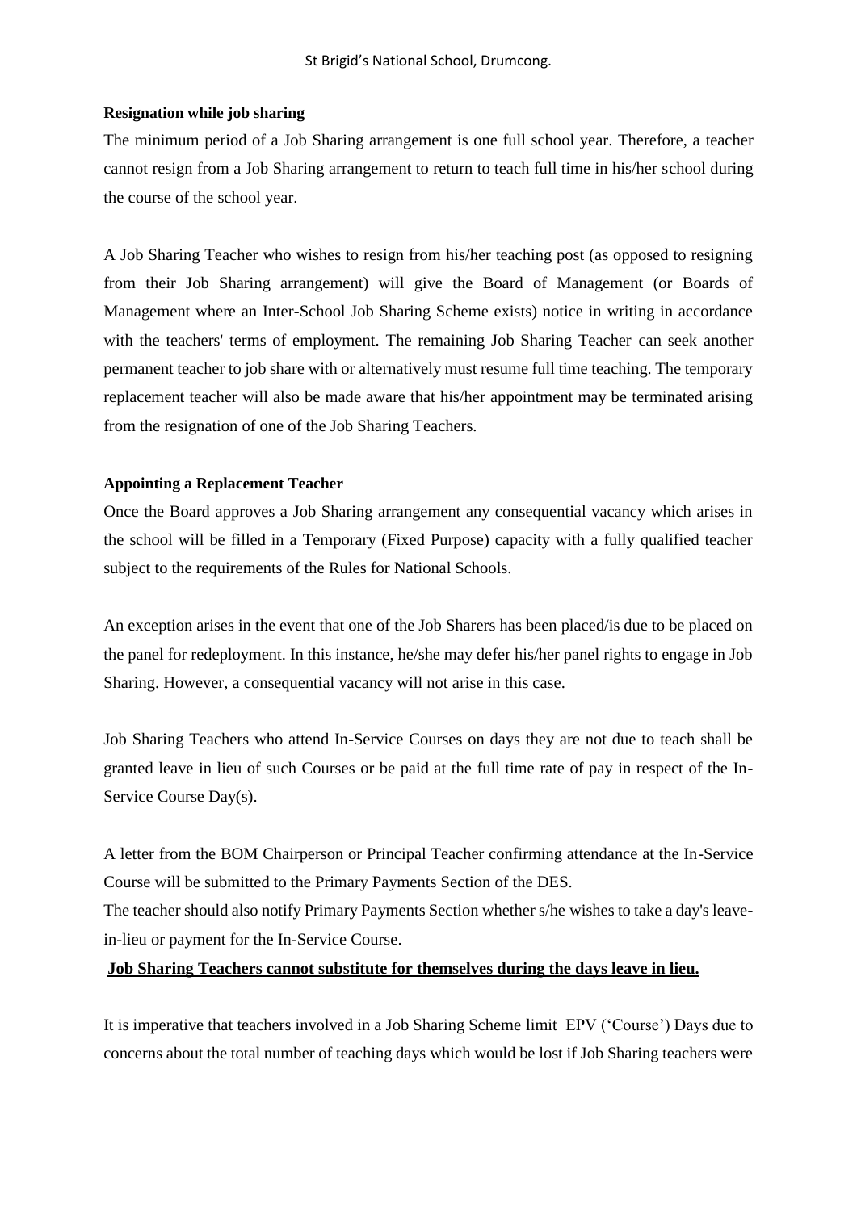**Resignation while job sharing**

The minimum period of a Job Sharing arrangement is one full school year. Therefore, a teacher cannot resign from a Job Sharing arrangement to return to teach full time in his/her school during the course of the school year.

A Job Sharing Teacher who wishes to resign from his/her teaching post (as opposed to resigning from their Job Sharing arrangement) will give the Board of Management (or Boards of Management where an Inter-School Job Sharing Scheme exists) notice in writing in accordance with the teachers' terms of employment. The remaining Job Sharing Teacher can seek another permanent teacher to job share with or alternatively must resume full time teaching. The temporary replacement teacher will also be made aware that his/her appointment may be terminated arising from the resignation of one of the Job Sharing Teachers.

**Appointing a Replacement Teacher**

Once the Board approves a Job Sharing arrangement any consequential vacancy which arises in the school will be filled in a Temporary (Fixed Purpose) capacity with a fully qualified teacher subject to the requirements of the Rules for National Schools.

An exception arises in the event that one of the Job Sharers has been placed/is due to be placed on the panel for redeployment. In this instance, he/she may defer his/her panel rights to engage in Job Sharing. However, a consequential vacancy will not arise in this case.

Job Sharing Teachers who attend In-Service Courses on days they are not due to teach shall be granted leave in lieu of such Courses or be paid at the full time rate of pay in respect of the In-Service Course Day(s).

A letter from the BOM Chairperson or Principal Teacher confirming attendance at the In-Service Course will be submitted to the Primary Payments Section of the DES.
The teacher should also notify Primary Payments Section whether s/he wishes to take a day's leave-in-lieu or payment for the In-Service Course.

**Job Sharing Teachers cannot substitute for themselves during the days leave in lieu.**

It is imperative that teachers involved in a Job Sharing Scheme limit EPV ('Course') Days due to concerns about the total number of teaching days which would be lost if Job Sharing teachers were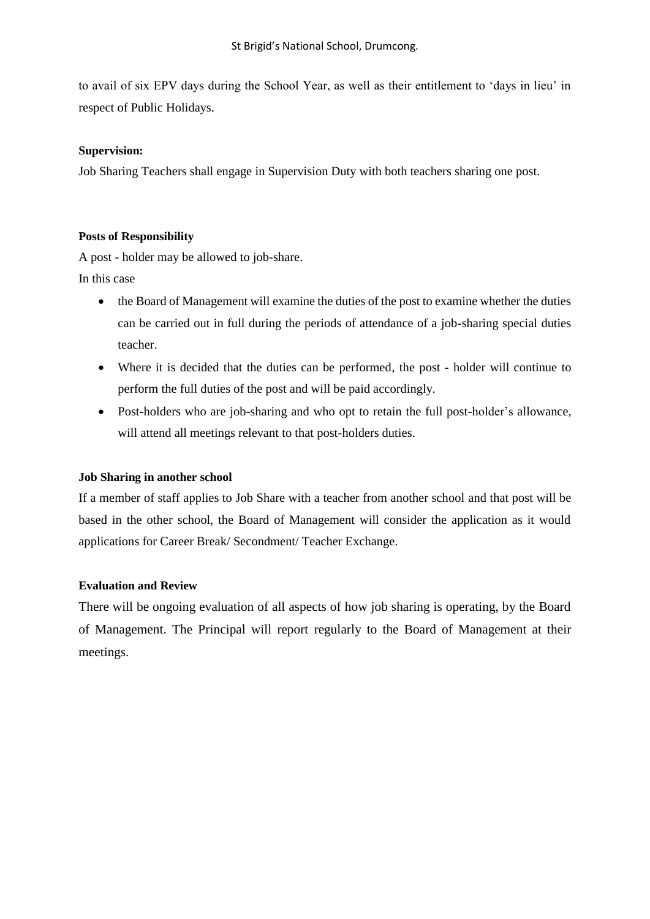to avail of six EPV days during the School Year, as well as their entitlement to 'days in lieu' in respect of Public Holidays.

**Supervision:**

Job Sharing Teachers shall engage in Supervision Duty with both teachers sharing one post.

**Posts of Responsibility**

A post - holder may be allowed to job-share.

In this case

- the Board of Management will examine the duties of the post to examine whether the duties can be carried out in full during the periods of attendance of a job-sharing special duties teacher.
- Where it is decided that the duties can be performed, the post - holder will continue to perform the full duties of the post and will be paid accordingly.
- Post-holders who are job-sharing and who opt to retain the full post-holder's allowance, will attend all meetings relevant to that post-holders duties.

**Job Sharing in another school**

If a member of staff applies to Job Share with a teacher from another school and that post will be based in the other school, the Board of Management will consider the application as it would applications for Career Break/ Secondment/ Teacher Exchange.

**Evaluation and Review**

There will be ongoing evaluation of all aspects of how job sharing is operating, by the Board of Management. The Principal will report regularly to the Board of Management at their meetings.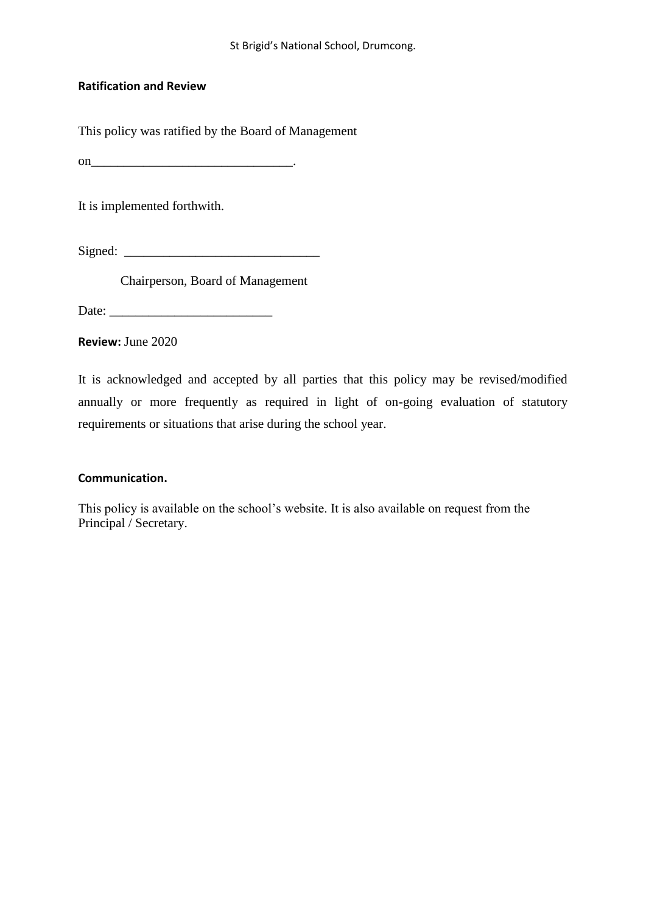**Ratification and Review**

This policy was ratified by the Board of Management

on_______________________________.

It is implemented forthwith.

Signed: ______________________________

Chairperson, Board of Management

Date: _________________________

**Review:** June 2020

It is acknowledged and accepted by all parties that this policy may be revised/modified annually or more frequently as required in light of on-going evaluation of statutory requirements or situations that arise during the school year.

**Communication.**

This policy is available on the school's website. It is also available on request from the Principal / Secretary.